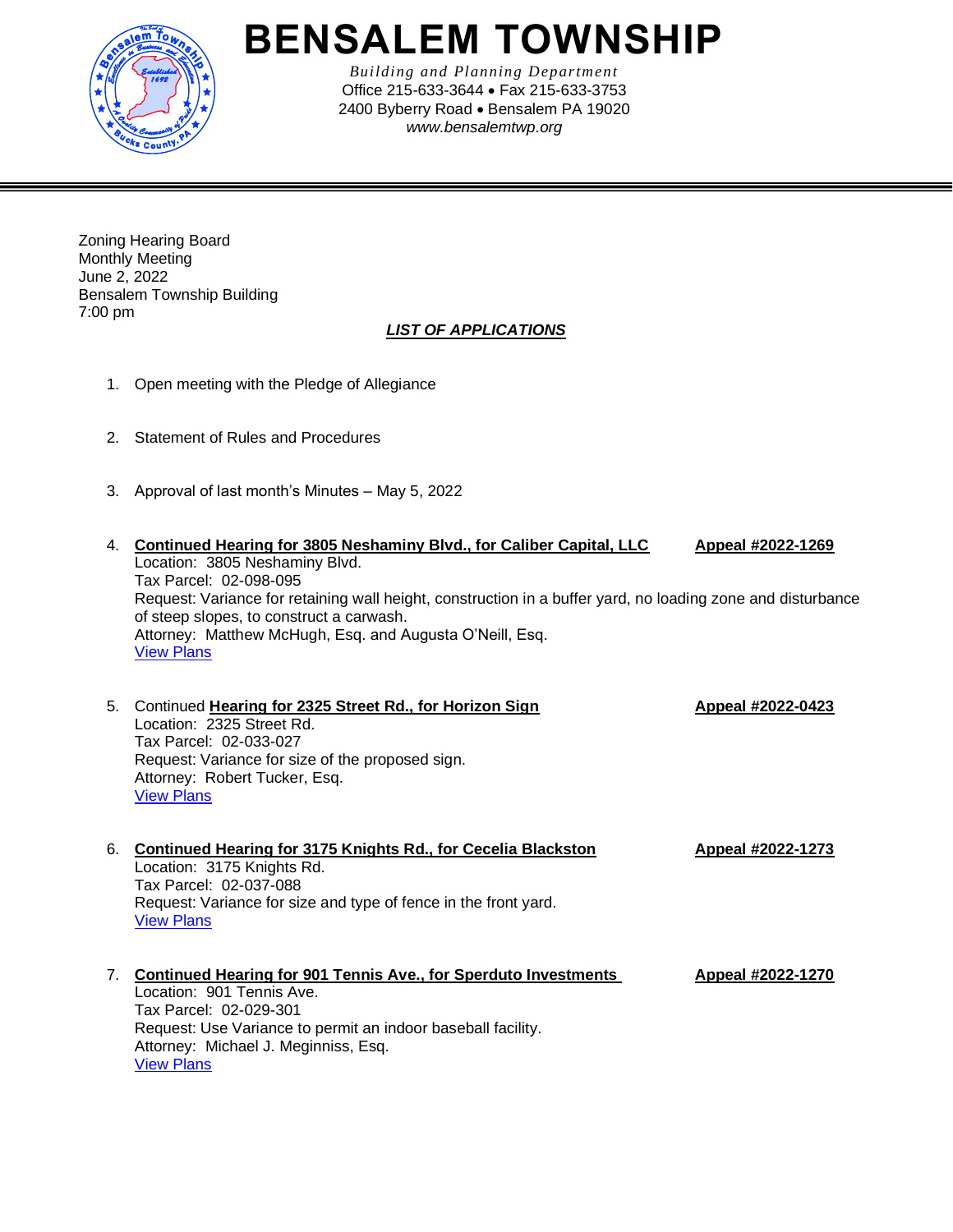# BENSALEM TOWNSHIP

*Building and Planning Department*
Office 215-633-3644 • Fax 215-633-3753
2400 Byberry Road • Bensalem PA 19020
*www.bensalemtwp.org*

---

Zoning Hearing Board
Monthly Meeting
June 2, 2022
Bensalem Township Building
7:00 pm

***LIST OF APPLICATIONS***

1. Open meeting with the Pledge of Allegiance

2. Statement of Rules and Procedures

3. Approval of last month's Minutes – May 5, 2022

4. **Continued Hearing for 3805 Neshaminy Blvd., for Caliber Capital, LLC** — **Appeal #2022-1269**
   Location: 3805 Neshaminy Blvd.
   Tax Parcel: 02-098-095
   Request: Variance for retaining wall height, construction in a buffer yard, no loading zone and disturbance of steep slopes, to construct a carwash.
   Attorney: Matthew McHugh, Esq. and Augusta O'Neill, Esq.
   View Plans

5. Continued **Hearing for 2325 Street Rd., for Horizon Sign** — **Appeal #2022-0423**
   Location: 2325 Street Rd.
   Tax Parcel: 02-033-027
   Request: Variance for size of the proposed sign.
   Attorney: Robert Tucker, Esq.
   View Plans

6. **Continued Hearing for 3175 Knights Rd., for Cecelia Blackston** — **Appeal #2022-1273**
   Location: 3175 Knights Rd.
   Tax Parcel: 02-037-088
   Request: Variance for size and type of fence in the front yard.
   View Plans

7. **Continued Hearing for 901 Tennis Ave., for Sperduto Investments** — **Appeal #2022-1270**
   Location: 901 Tennis Ave.
   Tax Parcel: 02-029-301
   Request: Use Variance to permit an indoor baseball facility.
   Attorney: Michael J. Meginniss, Esq.
   View Plans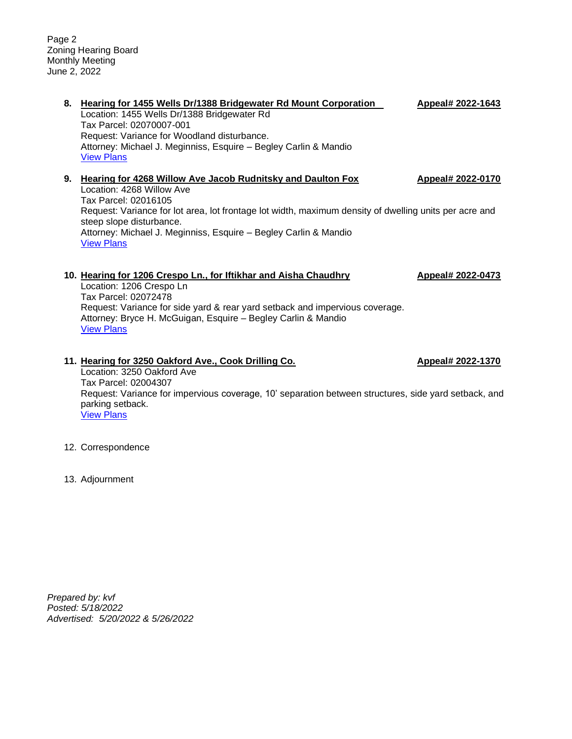8. **Hearing for 1455 Wells Dr/1388 Bridgewater Rd Mount Corporation** — **Appeal# 2022-1643**
   Location: 1455 Wells Dr/1388 Bridgewater Rd
   Tax Parcel: 02070007-001
   Request: Variance for Woodland disturbance.
   Attorney: Michael J. Meginniss, Esquire – Begley Carlin & Mandio
   View Plans

9. **Hearing for 4268 Willow Ave Jacob Rudnitsky and Daulton Fox** — **Appeal# 2022-0170**
   Location: 4268 Willow Ave
   Tax Parcel: 02016105
   Request: Variance for lot area, lot frontage lot width, maximum density of dwelling units per acre and steep slope disturbance.
   Attorney: Michael J. Meginniss, Esquire – Begley Carlin & Mandio
   View Plans

10. **Hearing for 1206 Crespo Ln., for Iftikhar and Aisha Chaudhry** — **Appeal# 2022-0473**
    Location: 1206 Crespo Ln
    Tax Parcel: 02072478
    Request: Variance for side yard & rear yard setback and impervious coverage.
    Attorney: Bryce H. McGuigan, Esquire – Begley Carlin & Mandio
    View Plans

11. **Hearing for 3250 Oakford Ave., Cook Drilling Co.** — **Appeal# 2022-1370**
    Location: 3250 Oakford Ave
    Tax Parcel: 02004307
    Request: Variance for impervious coverage, 10' separation between structures, side yard setback, and parking setback.
    View Plans

12. Correspondence

13. Adjournment

*Prepared by: kvf*
*Posted: 5/18/2022*
*Advertised: 5/20/2022 & 5/26/2022*